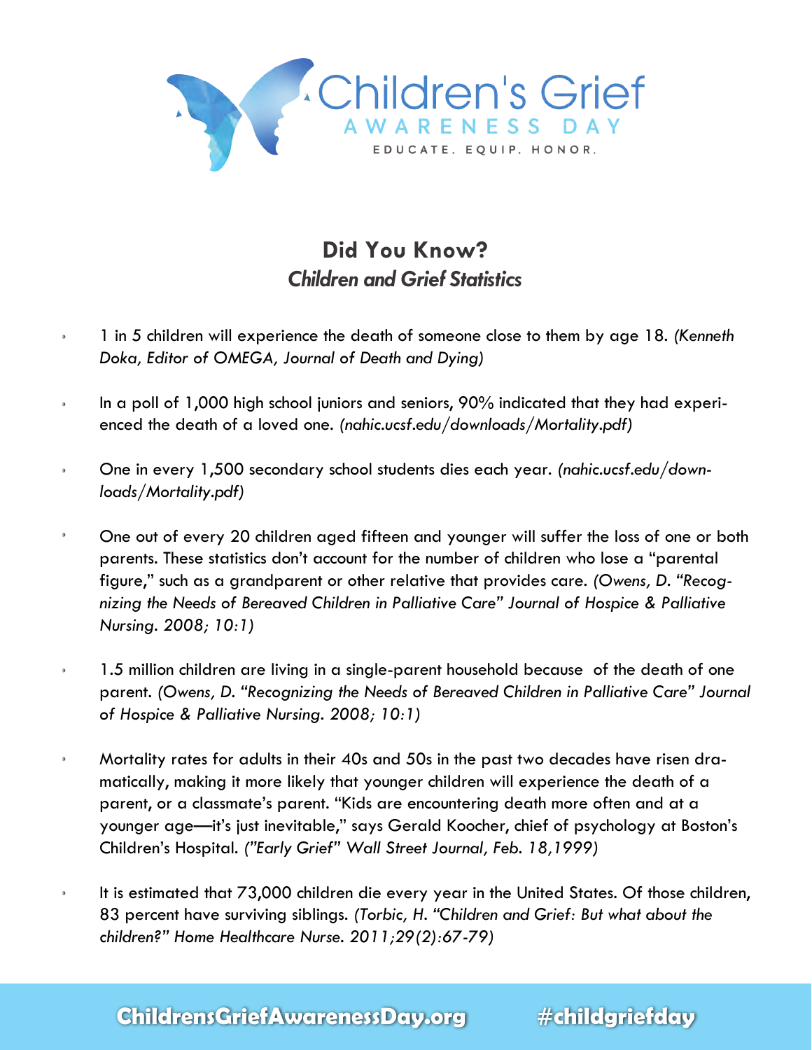Children's Grief
AWARENESS DAY
EDUCATE. EQUIP. HONOR.

## Did You Know?
### *Children and Grief Statistics*

- 1 in 5 children will experience the death of someone close to them by age 18. *(Kenneth Doka, Editor of OMEGA, Journal of Death and Dying)*

- In a poll of 1,000 high school juniors and seniors, 90% indicated that they had experienced the death of a loved one. *(nahic.ucsf.edu/downloads/Mortality.pdf)*

- One in every 1,500 secondary school students dies each year. *(nahic.ucsf.edu/downloads/Mortality.pdf)*

- One out of every 20 children aged fifteen and younger will suffer the loss of one or both parents. These statistics don't account for the number of children who lose a "parental figure," such as a grandparent or other relative that provides care. *(Owens, D. "Recognizing the Needs of Bereaved Children in Palliative Care" Journal of Hospice & Palliative Nursing. 2008; 10:1)*

- 1.5 million children are living in a single-parent household because of the death of one parent. *(Owens, D. "Recognizing the Needs of Bereaved Children in Palliative Care" Journal of Hospice & Palliative Nursing. 2008; 10:1)*

- Mortality rates for adults in their 40s and 50s in the past two decades have risen dramatically, making it more likely that younger children will experience the death of a parent, or a classmate's parent. "Kids are encountering death more often and at a younger age—it's just inevitable," says Gerald Koocher, chief of psychology at Boston's Children's Hospital. *("Early Grief" Wall Street Journal, Feb. 18,1999)*

- It is estimated that 73,000 children die every year in the United States. Of those children, 83 percent have surviving siblings. *(Torbic, H. "Children and Grief: But what about the children?" Home Healthcare Nurse. 2011;29(2):67-79)*

**ChildrensGriefAwarenessDay.org** **#childgriefday**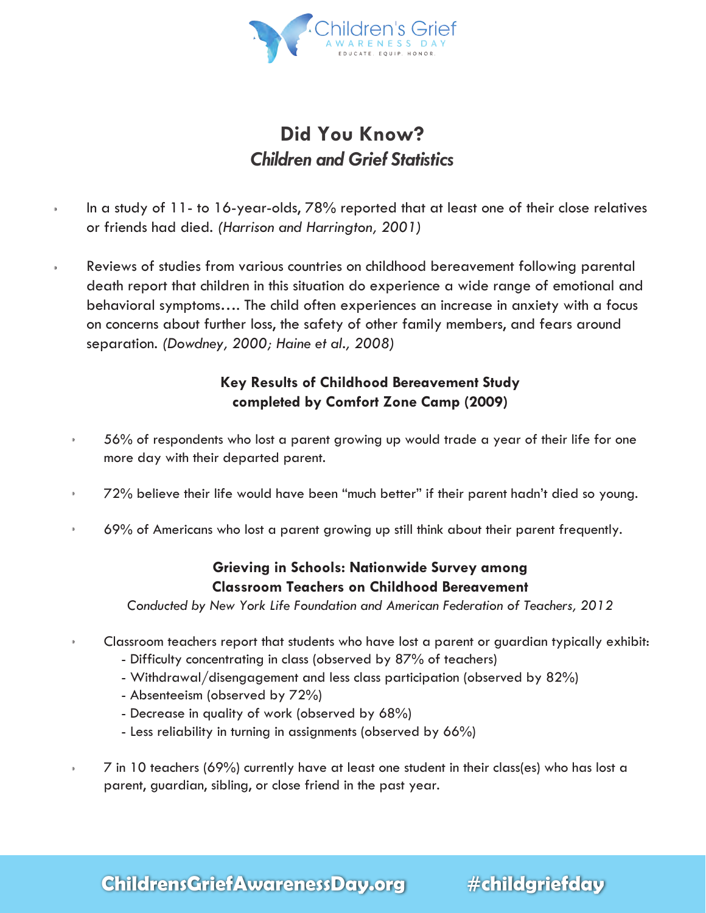Children's Grief
AWARENESS DAY
EDUCATE. EQUIP. HONOR.

# Did You Know?

## *Children and Grief Statistics*

- In a study of 11- to 16-year-olds, 78% reported that at least one of their close relatives or friends had died. *(Harrison and Harrington, 2001)*

- Reviews of studies from various countries on childhood bereavement following parental death report that children in this situation do experience a wide range of emotional and behavioral symptoms…. The child often experiences an increase in anxiety with a focus on concerns about further loss, the safety of other family members, and fears around separation. *(Dowdney, 2000; Haine et al., 2008)*

### Key Results of Childhood Bereavement Study completed by Comfort Zone Camp (2009)

- 56% of respondents who lost a parent growing up would trade a year of their life for one more day with their departed parent.

- 72% believe their life would have been "much better" if their parent hadn't died so young.

- 69% of Americans who lost a parent growing up still think about their parent frequently.

### Grieving in Schools: Nationwide Survey among Classroom Teachers on Childhood Bereavement

*Conducted by New York Life Foundation and American Federation of Teachers, 2012*

- Classroom teachers report that students who have lost a parent or guardian typically exhibit:
  - Difficulty concentrating in class (observed by 87% of teachers)
  - Withdrawal/disengagement and less class participation (observed by 82%)
  - Absenteeism (observed by 72%)
  - Decrease in quality of work (observed by 68%)
  - Less reliability in turning in assignments (observed by 66%)

- 7 in 10 teachers (69%) currently have at least one student in their class(es) who has lost a parent, guardian, sibling, or close friend in the past year.

**ChildrensGriefAwarenessDay.org** **#childgriefday**